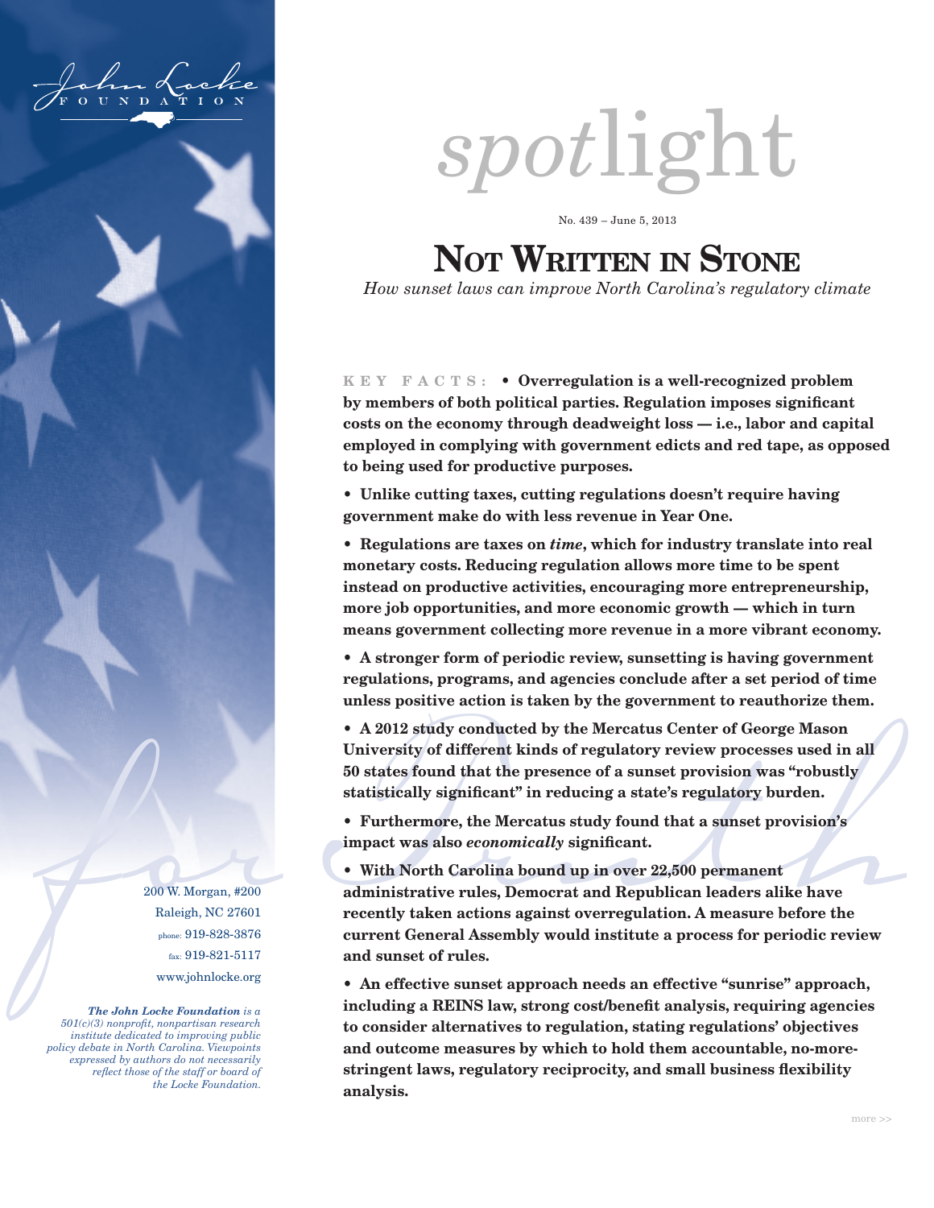John Locke FOUNDATION

200 W. Morgan, #200
Raleigh, NC 27601
phone: 919-828-3876
fax: 919-821-5117
www.johnlocke.org

*The John Locke Foundation is a 501(c)(3) nonprofit, nonpartisan research institute dedicated to improving public policy debate in North Carolina. Viewpoints expressed by authors do not necessarily reflect those of the staff or board of the Locke Foundation.*

# *spot*light

No. 439 – June 5, 2013

# NOT WRITTEN IN STONE

*How sunset laws can improve North Carolina's regulatory climate*

KEY FACTS: **• Overregulation is a well-recognized problem by members of both political parties. Regulation imposes significant costs on the economy through deadweight loss — i.e., labor and capital employed in complying with government edicts and red tape, as opposed to being used for productive purposes.**

**• Unlike cutting taxes, cutting regulations doesn't require having government make do with less revenue in Year One.**

**• Regulations are taxes on *time*, which for industry translate into real monetary costs. Reducing regulation allows more time to be spent instead on productive activities, encouraging more entrepreneurship, more job opportunities, and more economic growth — which in turn means government collecting more revenue in a more vibrant economy.**

**• A stronger form of periodic review, sunsetting is having government regulations, programs, and agencies conclude after a set period of time unless positive action is taken by the government to reauthorize them.**

**• A 2012 study conducted by the Mercatus Center of George Mason University of different kinds of regulatory review processes used in all 50 states found that the presence of a sunset provision was "robustly statistically significant" in reducing a state's regulatory burden.**

**• Furthermore, the Mercatus study found that a sunset provision's impact was also *economically* significant.**

**• With North Carolina bound up in over 22,500 permanent administrative rules, Democrat and Republican leaders alike have recently taken actions against overregulation. A measure before the current General Assembly would institute a process for periodic review and sunset of rules.**

**• An effective sunset approach needs an effective "sunrise" approach, including a REINS law, strong cost/benefit analysis, requiring agencies to consider alternatives to regulation, stating regulations' objectives and outcome measures by which to hold them accountable, no-more-stringent laws, regulatory reciprocity, and small business flexibility analysis.**

more >>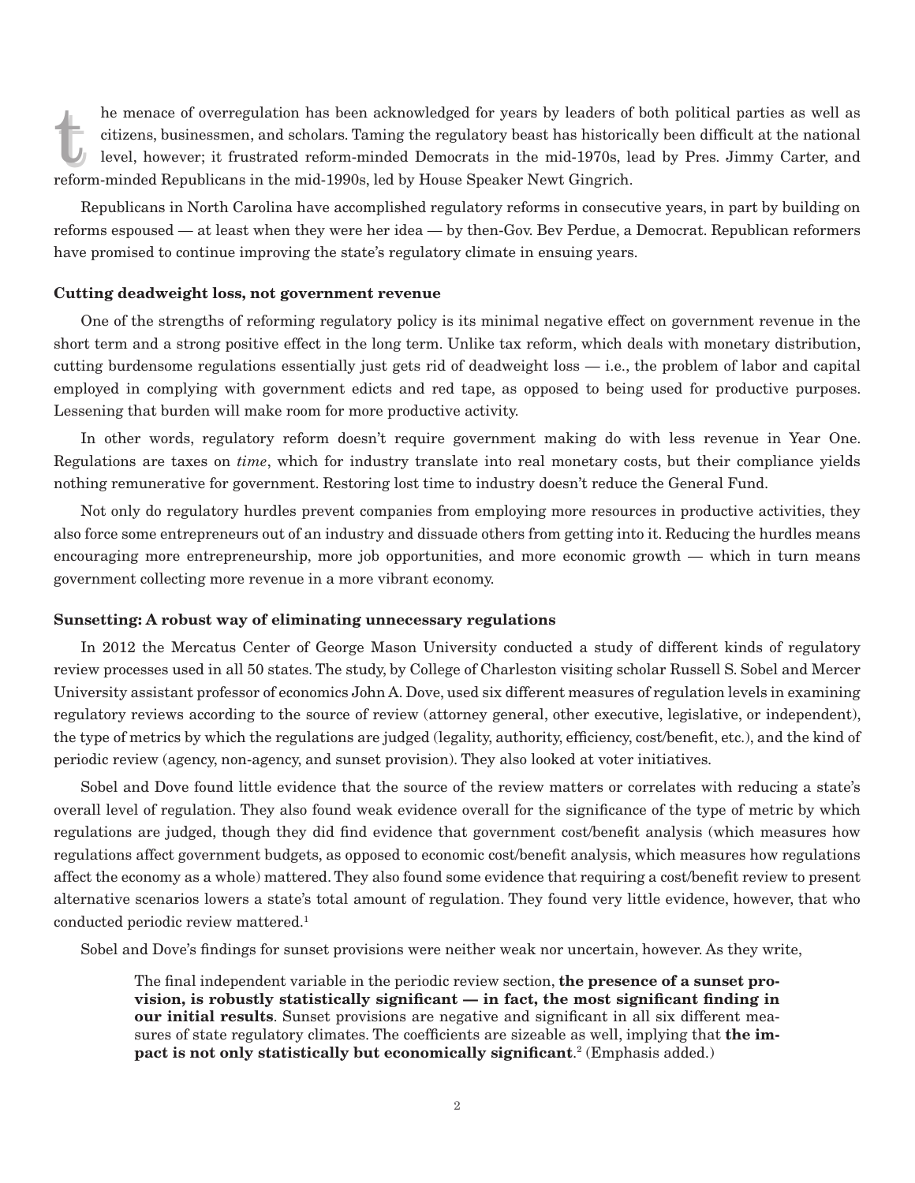The menace of overregulation has been acknowledged for years by leaders of both political parties as well as citizens, businessmen, and scholars. Taming the regulatory beast has historically been difficult at the national level, however; it frustrated reform-minded Democrats in the mid-1970s, lead by Pres. Jimmy Carter, and reform-minded Republicans in the mid-1990s, led by House Speaker Newt Gingrich.

Republicans in North Carolina have accomplished regulatory reforms in consecutive years, in part by building on reforms espoused — at least when they were her idea — by then-Gov. Bev Perdue, a Democrat. Republican reformers have promised to continue improving the state's regulatory climate in ensuing years.

### Cutting deadweight loss, not government revenue

One of the strengths of reforming regulatory policy is its minimal negative effect on government revenue in the short term and a strong positive effect in the long term. Unlike tax reform, which deals with monetary distribution, cutting burdensome regulations essentially just gets rid of deadweight loss — i.e., the problem of labor and capital employed in complying with government edicts and red tape, as opposed to being used for productive purposes. Lessening that burden will make room for more productive activity.

In other words, regulatory reform doesn't require government making do with less revenue in Year One. Regulations are taxes on *time*, which for industry translate into real monetary costs, but their compliance yields nothing remunerative for government. Restoring lost time to industry doesn't reduce the General Fund.

Not only do regulatory hurdles prevent companies from employing more resources in productive activities, they also force some entrepreneurs out of an industry and dissuade others from getting into it. Reducing the hurdles means encouraging more entrepreneurship, more job opportunities, and more economic growth — which in turn means government collecting more revenue in a more vibrant economy.

### Sunsetting: A robust way of eliminating unnecessary regulations

In 2012 the Mercatus Center of George Mason University conducted a study of different kinds of regulatory review processes used in all 50 states. The study, by College of Charleston visiting scholar Russell S. Sobel and Mercer University assistant professor of economics John A. Dove, used six different measures of regulation levels in examining regulatory reviews according to the source of review (attorney general, other executive, legislative, or independent), the type of metrics by which the regulations are judged (legality, authority, efficiency, cost/benefit, etc.), and the kind of periodic review (agency, non-agency, and sunset provision). They also looked at voter initiatives.

Sobel and Dove found little evidence that the source of the review matters or correlates with reducing a state's overall level of regulation. They also found weak evidence overall for the significance of the type of metric by which regulations are judged, though they did find evidence that government cost/benefit analysis (which measures how regulations affect government budgets, as opposed to economic cost/benefit analysis, which measures how regulations affect the economy as a whole) mattered. They also found some evidence that requiring a cost/benefit review to present alternative scenarios lowers a state's total amount of regulation. They found very little evidence, however, that who conducted periodic review mattered.[1]

Sobel and Dove's findings for sunset provisions were neither weak nor uncertain, however. As they write,

> The final independent variable in the periodic review section, **the presence of a sunset provision, is robustly statistically significant — in fact, the most significant finding in our initial results**. Sunset provisions are negative and significant in all six different measures of state regulatory climates. The coefficients are sizeable as well, implying that **the impact is not only statistically but economically significant**.[2] (Emphasis added.)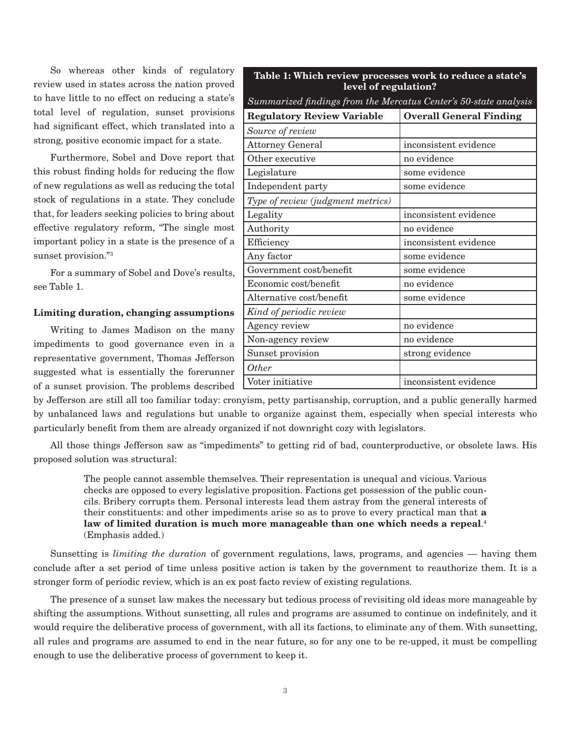So whereas other kinds of regulatory review used in states across the nation proved to have little to no effect on reducing a state's total level of regulation, sunset provisions had significant effect, which translated into a strong, positive economic impact for a state.

Furthermore, Sobel and Dove report that this robust finding holds for reducing the flow of new regulations as well as reducing the total stock of regulations in a state. They conclude that, for leaders seeking policies to bring about effective regulatory reform, "The single most important policy in a state is the presence of a sunset provision."[3]

For a summary of Sobel and Dove's results, see Table 1.

**Table 1: Which review processes work to reduce a state's level of regulation?**

*Summarized findings from the Mercatus Center's 50-state analysis*

| Regulatory Review Variable | Overall General Finding |
|---|---|
| *Source of review* | |
| Attorney General | inconsistent evidence |
| Other executive | no evidence |
| Legislature | some evidence |
| Independent party | some evidence |
| *Type of review (judgment metrics)* | |
| Legality | inconsistent evidence |
| Authority | no evidence |
| Efficiency | inconsistent evidence |
| Any factor | some evidence |
| Government cost/benefit | some evidence |
| Economic cost/benefit | no evidence |
| Alternative cost/benefit | some evidence |
| *Kind of periodic review* | |
| Agency review | no evidence |
| Non-agency review | no evidence |
| Sunset provision | strong evidence |
| *Other* | |
| Voter initiative | inconsistent evidence |

### Limiting duration, changing assumptions

Writing to James Madison on the many impediments to good governance even in a representative government, Thomas Jefferson suggested what is essentially the forerunner of a sunset provision. The problems described by Jefferson are still all too familiar today: cronyism, petty partisanship, corruption, and a public generally harmed by unbalanced laws and regulations but unable to organize against them, especially when special interests who particularly benefit from them are already organized if not downright cozy with legislators.

All those things Jefferson saw as "impediments" to getting rid of bad, counterproductive, or obsolete laws. His proposed solution was structural:

> The people cannot assemble themselves. Their representation is unequal and vicious. Various checks are opposed to every legislative proposition. Factions get possession of the public councils. Bribery corrupts them. Personal interests lead them astray from the general interests of their constituents: and other impediments arise so as to prove to every practical man that **a law of limited duration is much more manageable than one which needs a repeal**.[4] (Emphasis added.)

Sunsetting is *limiting the duration* of government regulations, laws, programs, and agencies — having them conclude after a set period of time unless positive action is taken by the government to reauthorize them. It is a stronger form of periodic review, which is an ex post facto review of existing regulations.

The presence of a sunset law makes the necessary but tedious process of revisiting old ideas more manageable by shifting the assumptions. Without sunsetting, all rules and programs are assumed to continue on indefinitely, and it would require the deliberative process of government, with all its factions, to eliminate any of them. With sunsetting, all rules and programs are assumed to end in the near future, so for any one to be re-upped, it must be compelling enough to use the deliberative process of government to keep it.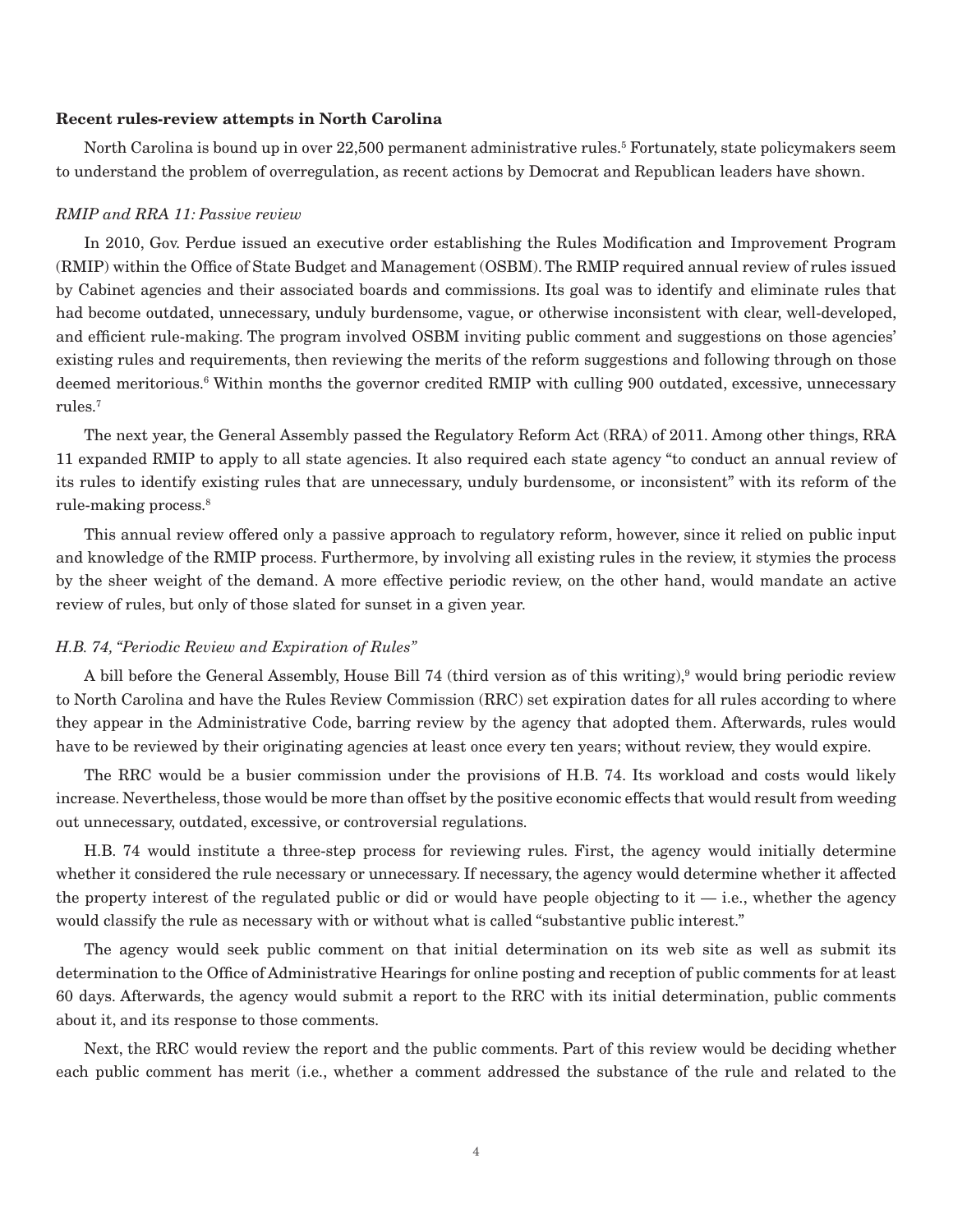**Recent rules-review attempts in North Carolina**

North Carolina is bound up in over 22,500 permanent administrative rules.[5] Fortunately, state policymakers seem to understand the problem of overregulation, as recent actions by Democrat and Republican leaders have shown.

*RMIP and RRA 11: Passive review*

In 2010, Gov. Perdue issued an executive order establishing the Rules Modification and Improvement Program (RMIP) within the Office of State Budget and Management (OSBM). The RMIP required annual review of rules issued by Cabinet agencies and their associated boards and commissions. Its goal was to identify and eliminate rules that had become outdated, unnecessary, unduly burdensome, vague, or otherwise inconsistent with clear, well-developed, and efficient rule-making. The program involved OSBM inviting public comment and suggestions on those agencies' existing rules and requirements, then reviewing the merits of the reform suggestions and following through on those deemed meritorious.[6] Within months the governor credited RMIP with culling 900 outdated, excessive, unnecessary rules.[7]

The next year, the General Assembly passed the Regulatory Reform Act (RRA) of 2011. Among other things, RRA 11 expanded RMIP to apply to all state agencies. It also required each state agency "to conduct an annual review of its rules to identify existing rules that are unnecessary, unduly burdensome, or inconsistent" with its reform of the rule-making process.[8]

This annual review offered only a passive approach to regulatory reform, however, since it relied on public input and knowledge of the RMIP process. Furthermore, by involving all existing rules in the review, it stymies the process by the sheer weight of the demand. A more effective periodic review, on the other hand, would mandate an active review of rules, but only of those slated for sunset in a given year.

*H.B. 74, "Periodic Review and Expiration of Rules"*

A bill before the General Assembly, House Bill 74 (third version as of this writing),[9] would bring periodic review to North Carolina and have the Rules Review Commission (RRC) set expiration dates for all rules according to where they appear in the Administrative Code, barring review by the agency that adopted them. Afterwards, rules would have to be reviewed by their originating agencies at least once every ten years; without review, they would expire.

The RRC would be a busier commission under the provisions of H.B. 74. Its workload and costs would likely increase. Nevertheless, those would be more than offset by the positive economic effects that would result from weeding out unnecessary, outdated, excessive, or controversial regulations.

H.B. 74 would institute a three-step process for reviewing rules. First, the agency would initially determine whether it considered the rule necessary or unnecessary. If necessary, the agency would determine whether it affected the property interest of the regulated public or did or would have people objecting to it — i.e., whether the agency would classify the rule as necessary with or without what is called "substantive public interest."

The agency would seek public comment on that initial determination on its web site as well as submit its determination to the Office of Administrative Hearings for online posting and reception of public comments for at least 60 days. Afterwards, the agency would submit a report to the RRC with its initial determination, public comments about it, and its response to those comments.

Next, the RRC would review the report and the public comments. Part of this review would be deciding whether each public comment has merit (i.e., whether a comment addressed the substance of the rule and related to the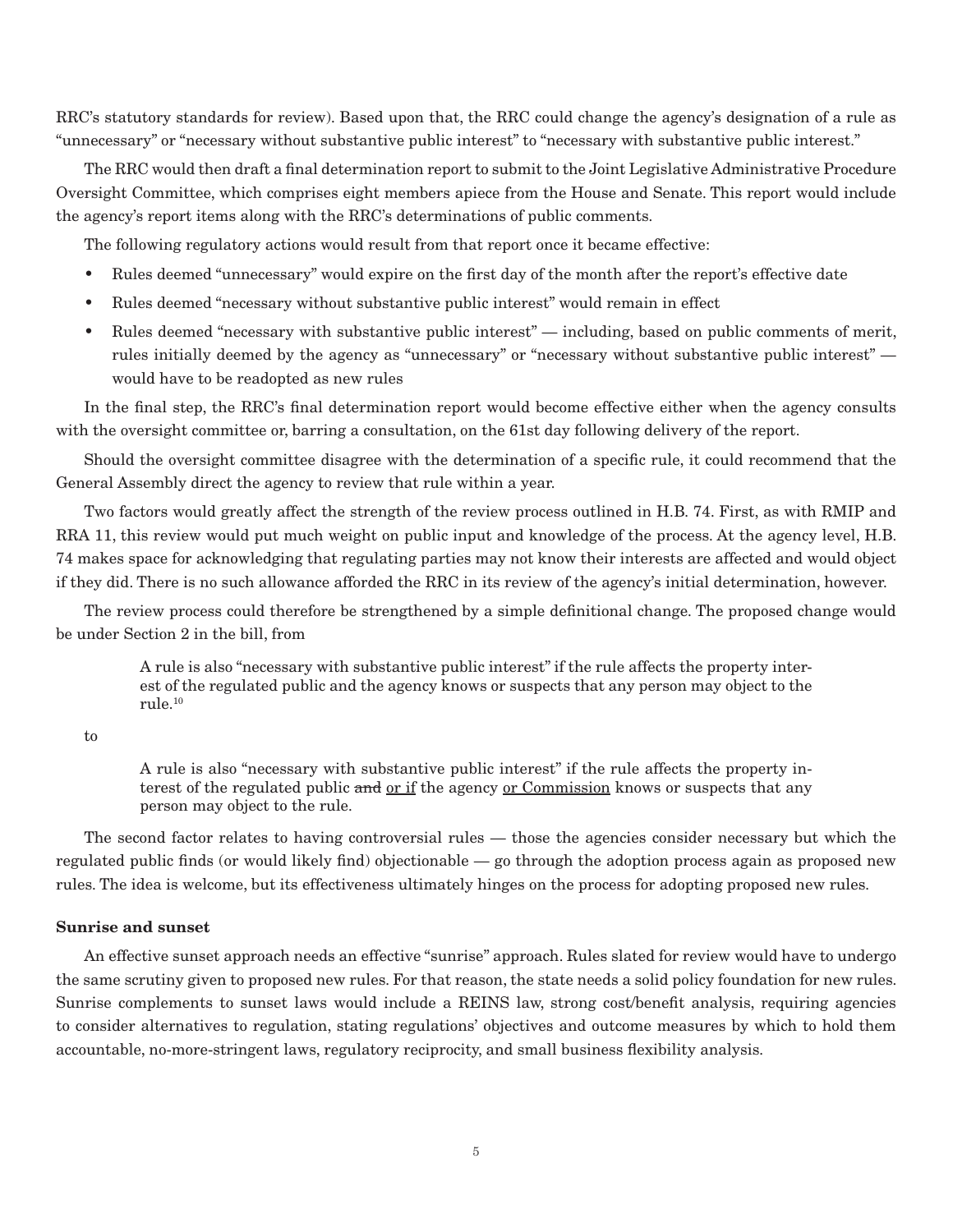RRC's statutory standards for review). Based upon that, the RRC could change the agency's designation of a rule as "unnecessary" or "necessary without substantive public interest" to "necessary with substantive public interest."

The RRC would then draft a final determination report to submit to the Joint Legislative Administrative Procedure Oversight Committee, which comprises eight members apiece from the House and Senate. This report would include the agency's report items along with the RRC's determinations of public comments.

The following regulatory actions would result from that report once it became effective:

- Rules deemed "unnecessary" would expire on the first day of the month after the report's effective date
- Rules deemed "necessary without substantive public interest" would remain in effect
- Rules deemed "necessary with substantive public interest" — including, based on public comments of merit, rules initially deemed by the agency as "unnecessary" or "necessary without substantive public interest" — would have to be readopted as new rules

In the final step, the RRC's final determination report would become effective either when the agency consults with the oversight committee or, barring a consultation, on the 61st day following delivery of the report.

Should the oversight committee disagree with the determination of a specific rule, it could recommend that the General Assembly direct the agency to review that rule within a year.

Two factors would greatly affect the strength of the review process outlined in H.B. 74. First, as with RMIP and RRA 11, this review would put much weight on public input and knowledge of the process. At the agency level, H.B. 74 makes space for acknowledging that regulating parties may not know their interests are affected and would object if they did. There is no such allowance afforded the RRC in its review of the agency's initial determination, however.

The review process could therefore be strengthened by a simple definitional change. The proposed change would be under Section 2 in the bill, from

> A rule is also "necessary with substantive public interest" if the rule affects the property interest of the regulated public and the agency knows or suspects that any person may object to the rule.[10]

to

> A rule is also "necessary with substantive public interest" if the rule affects the property interest of the regulated public ~~and~~ <u>or if</u> the agency <u>or Commission</u> knows or suspects that any person may object to the rule.

The second factor relates to having controversial rules — those the agencies consider necessary but which the regulated public finds (or would likely find) objectionable — go through the adoption process again as proposed new rules. The idea is welcome, but its effectiveness ultimately hinges on the process for adopting proposed new rules.

**Sunrise and sunset**

An effective sunset approach needs an effective "sunrise" approach. Rules slated for review would have to undergo the same scrutiny given to proposed new rules. For that reason, the state needs a solid policy foundation for new rules. Sunrise complements to sunset laws would include a REINS law, strong cost/benefit analysis, requiring agencies to consider alternatives to regulation, stating regulations' objectives and outcome measures by which to hold them accountable, no-more-stringent laws, regulatory reciprocity, and small business flexibility analysis.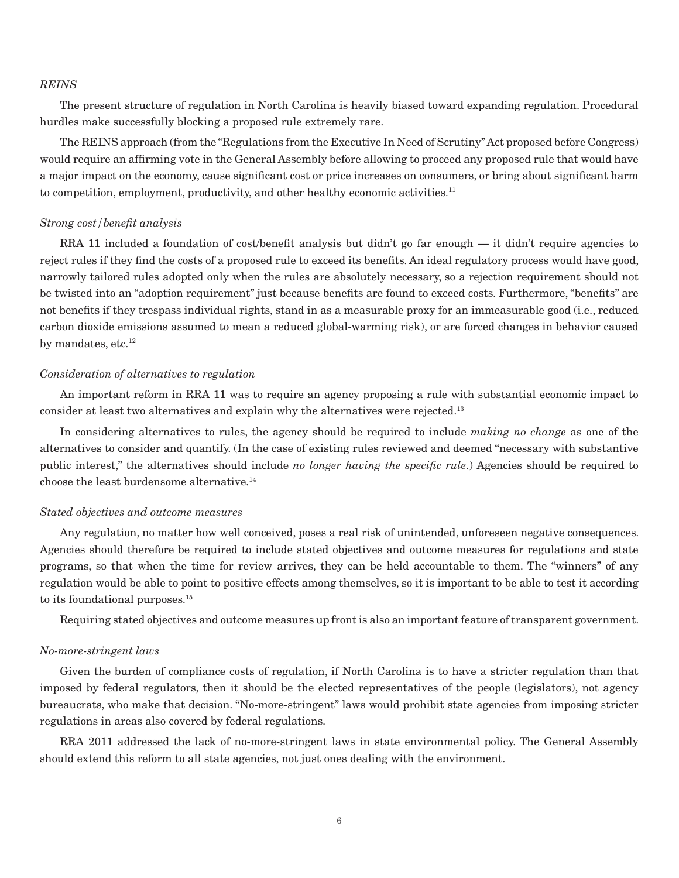*REINS*

The present structure of regulation in North Carolina is heavily biased toward expanding regulation. Procedural hurdles make successfully blocking a proposed rule extremely rare.

The REINS approach (from the "Regulations from the Executive In Need of Scrutiny" Act proposed before Congress) would require an affirming vote in the General Assembly before allowing to proceed any proposed rule that would have a major impact on the economy, cause significant cost or price increases on consumers, or bring about significant harm to competition, employment, productivity, and other healthy economic activities.[11]

*Strong cost/benefit analysis*

RRA 11 included a foundation of cost/benefit analysis but didn't go far enough — it didn't require agencies to reject rules if they find the costs of a proposed rule to exceed its benefits. An ideal regulatory process would have good, narrowly tailored rules adopted only when the rules are absolutely necessary, so a rejection requirement should not be twisted into an "adoption requirement" just because benefits are found to exceed costs. Furthermore, "benefits" are not benefits if they trespass individual rights, stand in as a measurable proxy for an immeasurable good (i.e., reduced carbon dioxide emissions assumed to mean a reduced global-warming risk), or are forced changes in behavior caused by mandates, etc.[12]

*Consideration of alternatives to regulation*

An important reform in RRA 11 was to require an agency proposing a rule with substantial economic impact to consider at least two alternatives and explain why the alternatives were rejected.[13]

In considering alternatives to rules, the agency should be required to include *making no change* as one of the alternatives to consider and quantify. (In the case of existing rules reviewed and deemed "necessary with substantive public interest," the alternatives should include *no longer having the specific rule*.) Agencies should be required to choose the least burdensome alternative.[14]

*Stated objectives and outcome measures*

Any regulation, no matter how well conceived, poses a real risk of unintended, unforeseen negative consequences. Agencies should therefore be required to include stated objectives and outcome measures for regulations and state programs, so that when the time for review arrives, they can be held accountable to them. The "winners" of any regulation would be able to point to positive effects among themselves, so it is important to be able to test it according to its foundational purposes.[15]

Requiring stated objectives and outcome measures up front is also an important feature of transparent government.

*No-more-stringent laws*

Given the burden of compliance costs of regulation, if North Carolina is to have a stricter regulation than that imposed by federal regulators, then it should be the elected representatives of the people (legislators), not agency bureaucrats, who make that decision. "No-more-stringent" laws would prohibit state agencies from imposing stricter regulations in areas also covered by federal regulations.

RRA 2011 addressed the lack of no-more-stringent laws in state environmental policy. The General Assembly should extend this reform to all state agencies, not just ones dealing with the environment.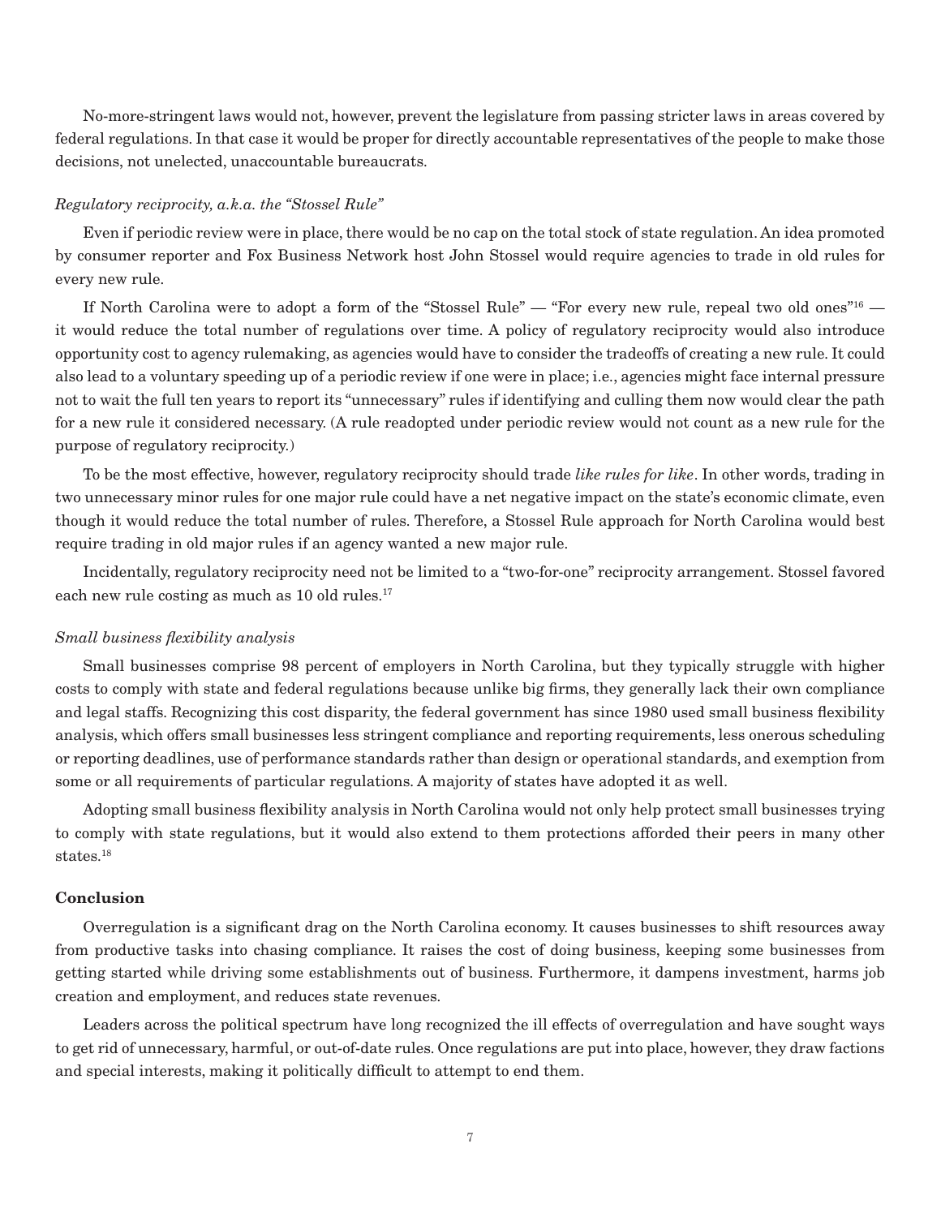No-more-stringent laws would not, however, prevent the legislature from passing stricter laws in areas covered by federal regulations. In that case it would be proper for directly accountable representatives of the people to make those decisions, not unelected, unaccountable bureaucrats.

*Regulatory reciprocity, a.k.a. the "Stossel Rule"*

Even if periodic review were in place, there would be no cap on the total stock of state regulation. An idea promoted by consumer reporter and Fox Business Network host John Stossel would require agencies to trade in old rules for every new rule.

If North Carolina were to adopt a form of the "Stossel Rule" — "For every new rule, repeal two old ones"[16] — it would reduce the total number of regulations over time. A policy of regulatory reciprocity would also introduce opportunity cost to agency rulemaking, as agencies would have to consider the tradeoffs of creating a new rule. It could also lead to a voluntary speeding up of a periodic review if one were in place; i.e., agencies might face internal pressure not to wait the full ten years to report its "unnecessary" rules if identifying and culling them now would clear the path for a new rule it considered necessary. (A rule readopted under periodic review would not count as a new rule for the purpose of regulatory reciprocity.)

To be the most effective, however, regulatory reciprocity should trade *like rules for like*. In other words, trading in two unnecessary minor rules for one major rule could have a net negative impact on the state's economic climate, even though it would reduce the total number of rules. Therefore, a Stossel Rule approach for North Carolina would best require trading in old major rules if an agency wanted a new major rule.

Incidentally, regulatory reciprocity need not be limited to a "two-for-one" reciprocity arrangement. Stossel favored each new rule costing as much as 10 old rules.[17]

*Small business flexibility analysis*

Small businesses comprise 98 percent of employers in North Carolina, but they typically struggle with higher costs to comply with state and federal regulations because unlike big firms, they generally lack their own compliance and legal staffs. Recognizing this cost disparity, the federal government has since 1980 used small business flexibility analysis, which offers small businesses less stringent compliance and reporting requirements, less onerous scheduling or reporting deadlines, use of performance standards rather than design or operational standards, and exemption from some or all requirements of particular regulations. A majority of states have adopted it as well.

Adopting small business flexibility analysis in North Carolina would not only help protect small businesses trying to comply with state regulations, but it would also extend to them protections afforded their peers in many other states.[18]

**Conclusion**

Overregulation is a significant drag on the North Carolina economy. It causes businesses to shift resources away from productive tasks into chasing compliance. It raises the cost of doing business, keeping some businesses from getting started while driving some establishments out of business. Furthermore, it dampens investment, harms job creation and employment, and reduces state revenues.

Leaders across the political spectrum have long recognized the ill effects of overregulation and have sought ways to get rid of unnecessary, harmful, or out-of-date rules. Once regulations are put into place, however, they draw factions and special interests, making it politically difficult to attempt to end them.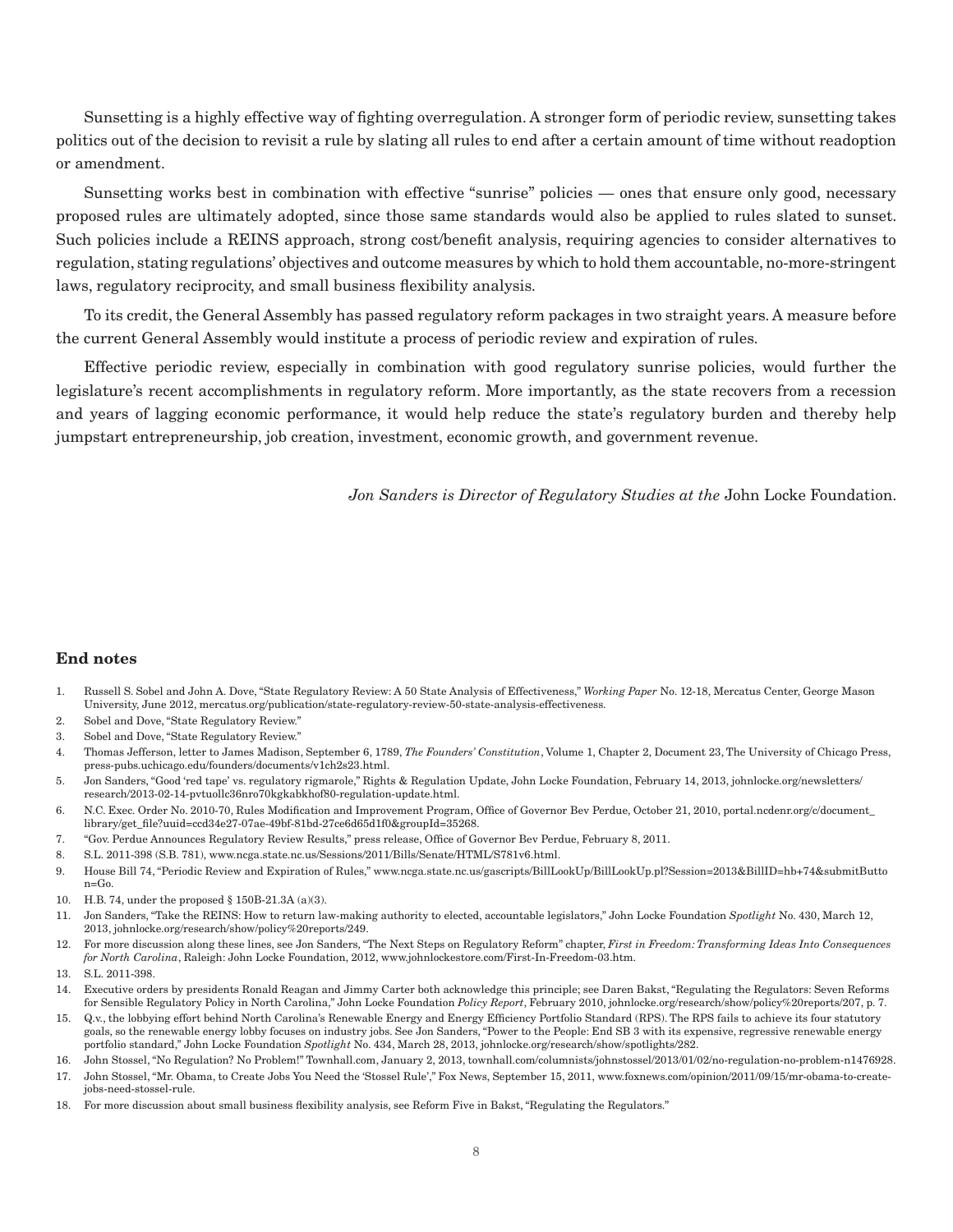Sunsetting is a highly effective way of fighting overregulation. A stronger form of periodic review, sunsetting takes politics out of the decision to revisit a rule by slating all rules to end after a certain amount of time without readoption or amendment.

Sunsetting works best in combination with effective "sunrise" policies — ones that ensure only good, necessary proposed rules are ultimately adopted, since those same standards would also be applied to rules slated to sunset. Such policies include a REINS approach, strong cost/benefit analysis, requiring agencies to consider alternatives to regulation, stating regulations' objectives and outcome measures by which to hold them accountable, no-more-stringent laws, regulatory reciprocity, and small business flexibility analysis.

To its credit, the General Assembly has passed regulatory reform packages in two straight years. A measure before the current General Assembly would institute a process of periodic review and expiration of rules.

Effective periodic review, especially in combination with good regulatory sunrise policies, would further the legislature's recent accomplishments in regulatory reform. More importantly, as the state recovers from a recession and years of lagging economic performance, it would help reduce the state's regulatory burden and thereby help jumpstart entrepreneurship, job creation, investment, economic growth, and government revenue.

*Jon Sanders is Director of Regulatory Studies at the* John Locke Foundation.

**End notes**

1. Russell S. Sobel and John A. Dove, "State Regulatory Review: A 50 State Analysis of Effectiveness," *Working Paper* No. 12-18, Mercatus Center, George Mason University, June 2012, mercatus.org/publication/state-regulatory-review-50-state-analysis-effectiveness.
2. Sobel and Dove, "State Regulatory Review."
3. Sobel and Dove, "State Regulatory Review."
4. Thomas Jefferson, letter to James Madison, September 6, 1789, *The Founders' Constitution*, Volume 1, Chapter 2, Document 23, The University of Chicago Press, press-pubs.uchicago.edu/founders/documents/v1ch2s23.html.
5. Jon Sanders, "Good 'red tape' vs. regulatory rigmarole," Rights & Regulation Update, John Locke Foundation, February 14, 2013, johnlocke.org/newsletters/research/2013-02-14-pvtuollc36nro70kgkabkhof80-regulation-update.html.
6. N.C. Exec. Order No. 2010-70, Rules Modification and Improvement Program, Office of Governor Bev Perdue, October 21, 2010, portal.ncdenr.org/c/document_library/get_file?uuid=ccd34e27-07ae-49bf-81bd-27ce6d65d1f0&groupId=35268.
7. "Gov. Perdue Announces Regulatory Review Results," press release, Office of Governor Bev Perdue, February 8, 2011.
8. S.L. 2011-398 (S.B. 781), www.ncga.state.nc.us/Sessions/2011/Bills/Senate/HTML/S781v6.html.
9. House Bill 74, "Periodic Review and Expiration of Rules," www.ncga.state.nc.us/gascripts/BillLookUp/BillLookUp.pl?Session=2013&BillID=hb+74&submitButton=Go.
10. H.B. 74, under the proposed § 150B-21.3A (a)(3).
11. Jon Sanders, "Take the REINS: How to return law-making authority to elected, accountable legislators," John Locke Foundation *Spotlight* No. 430, March 12, 2013, johnlocke.org/research/show/policy%20reports/249.
12. For more discussion along these lines, see Jon Sanders, "The Next Steps on Regulatory Reform" chapter, *First in Freedom: Transforming Ideas Into Consequences for North Carolina*, Raleigh: John Locke Foundation, 2012, www.johnlockestore.com/First-In-Freedom-03.htm.
13. S.L. 2011-398.
14. Executive orders by presidents Ronald Reagan and Jimmy Carter both acknowledge this principle; see Daren Bakst, "Regulating the Regulators: Seven Reforms for Sensible Regulatory Policy in North Carolina," John Locke Foundation *Policy Report*, February 2010, johnlocke.org/research/show/policy%20reports/207, p. 7.
15. Q.v., the lobbying effort behind North Carolina's Renewable Energy and Energy Efficiency Portfolio Standard (RPS). The RPS fails to achieve its four statutory goals, so the renewable energy lobby focuses on industry jobs. See Jon Sanders, "Power to the People: End SB 3 with its expensive, regressive renewable energy portfolio standard," John Locke Foundation *Spotlight* No. 434, March 28, 2013, johnlocke.org/research/show/spotlights/282.
16. John Stossel, "No Regulation? No Problem!" Townhall.com, January 2, 2013, townhall.com/columnists/johnstossel/2013/01/02/no-regulation-no-problem-n1476928.
17. John Stossel, "Mr. Obama, to Create Jobs You Need the 'Stossel Rule'," Fox News, September 15, 2011, www.foxnews.com/opinion/2011/09/15/mr-obama-to-create-jobs-need-stossel-rule.
18. For more discussion about small business flexibility analysis, see Reform Five in Bakst, "Regulating the Regulators."